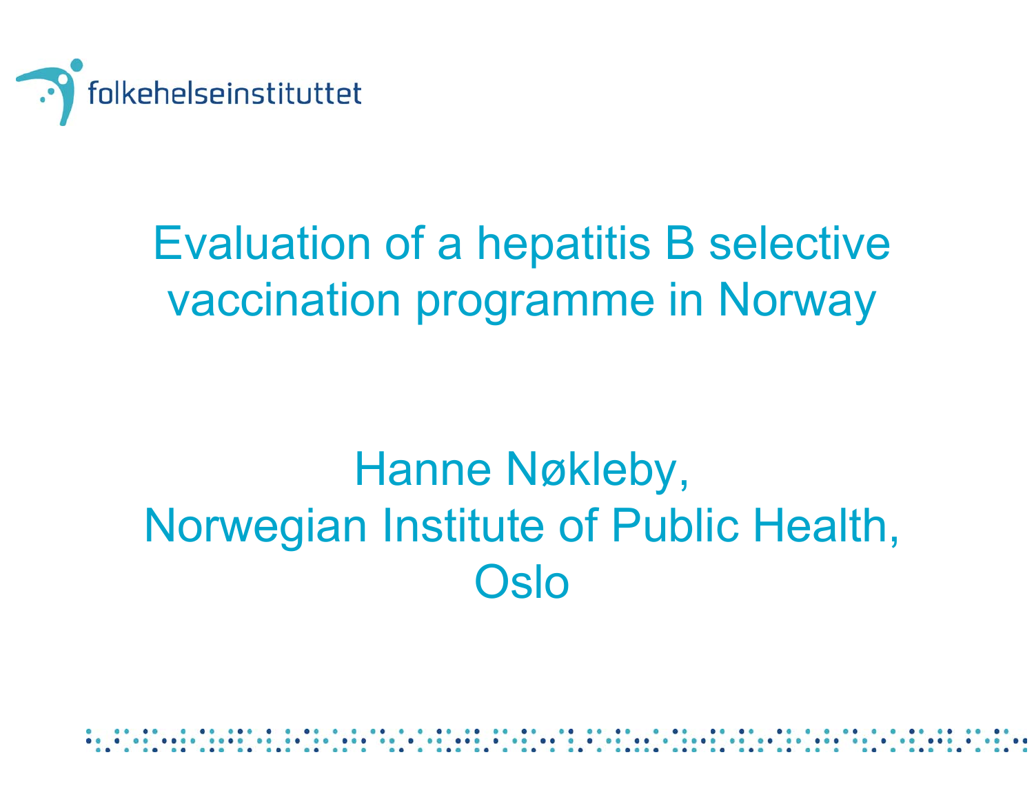folkehelseinstituttet

# Evaluation of a hepatitis B selective vaccination programme in Norway

Hanne Nøkleby,
Norwegian Institute of Public Health,
Oslo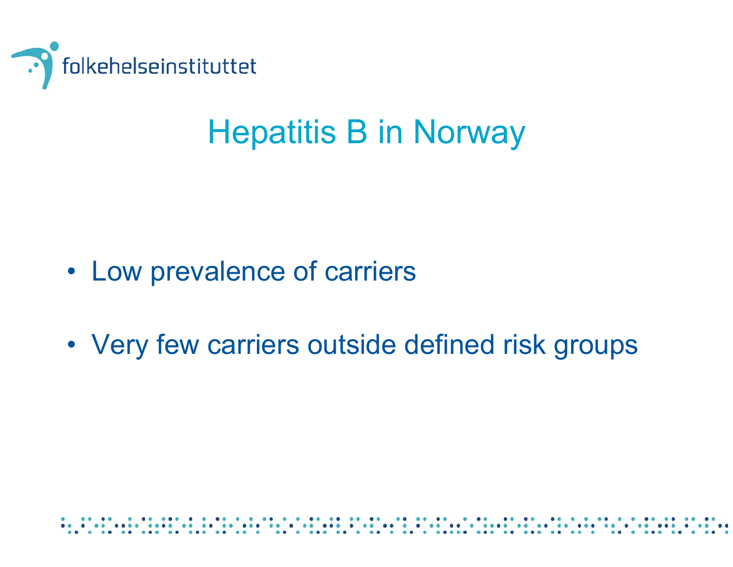# Hepatitis B in Norway

- Low prevalence of carriers
- Very few carriers outside defined risk groups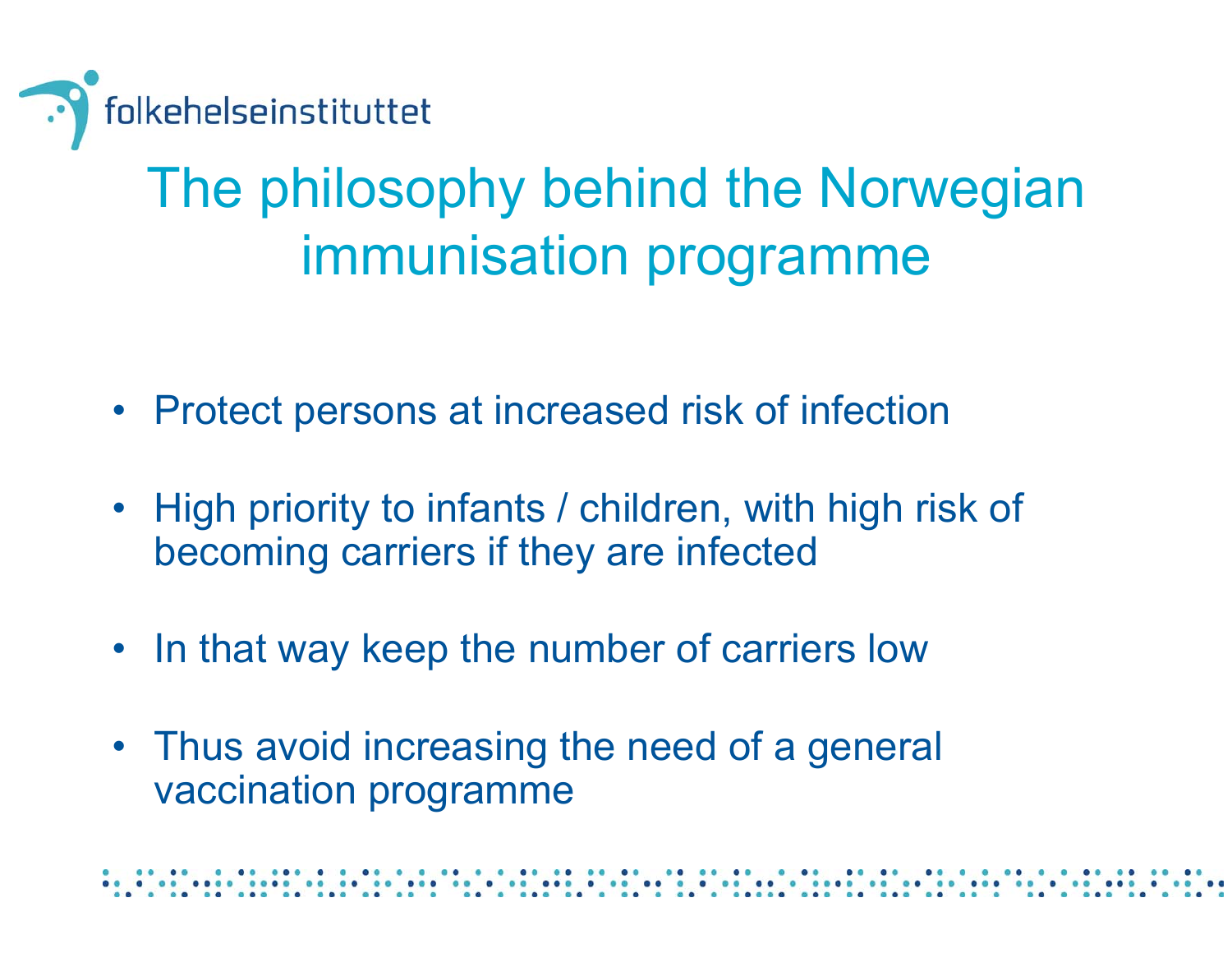# The philosophy behind the Norwegian immunisation programme

- Protect persons at increased risk of infection
- High priority to infants / children, with high risk of becoming carriers if they are infected
- In that way keep the number of carriers low
- Thus avoid increasing the need of a general vaccination programme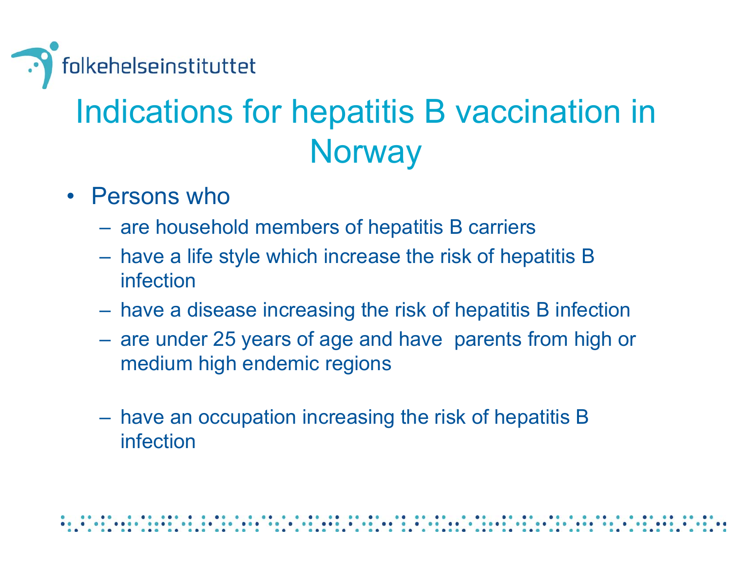# Indications for hepatitis B vaccination in Norway

- Persons who
  - are household members of hepatitis B carriers
  - have a life style which increase the risk of hepatitis B infection
  - have a disease increasing the risk of hepatitis B infection
  - are under 25 years of age and have parents from high or medium high endemic regions
  - have an occupation increasing the risk of hepatitis B infection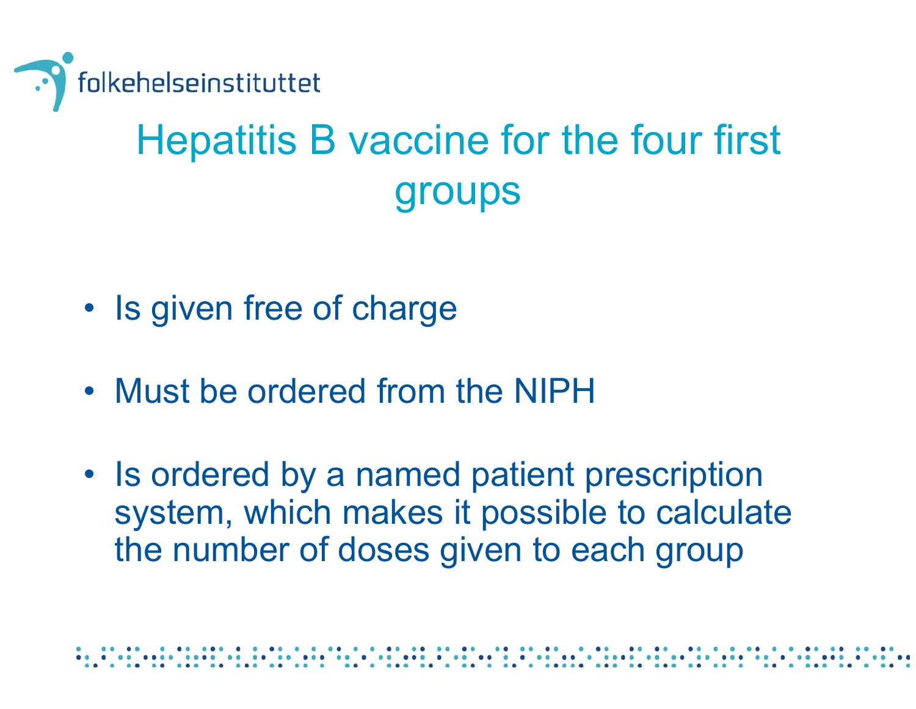# Hepatitis B vaccine for the four first groups

- Is given free of charge
- Must be ordered from the NIPH
- Is ordered by a named patient prescription system, which makes it possible to calculate the number of doses given to each group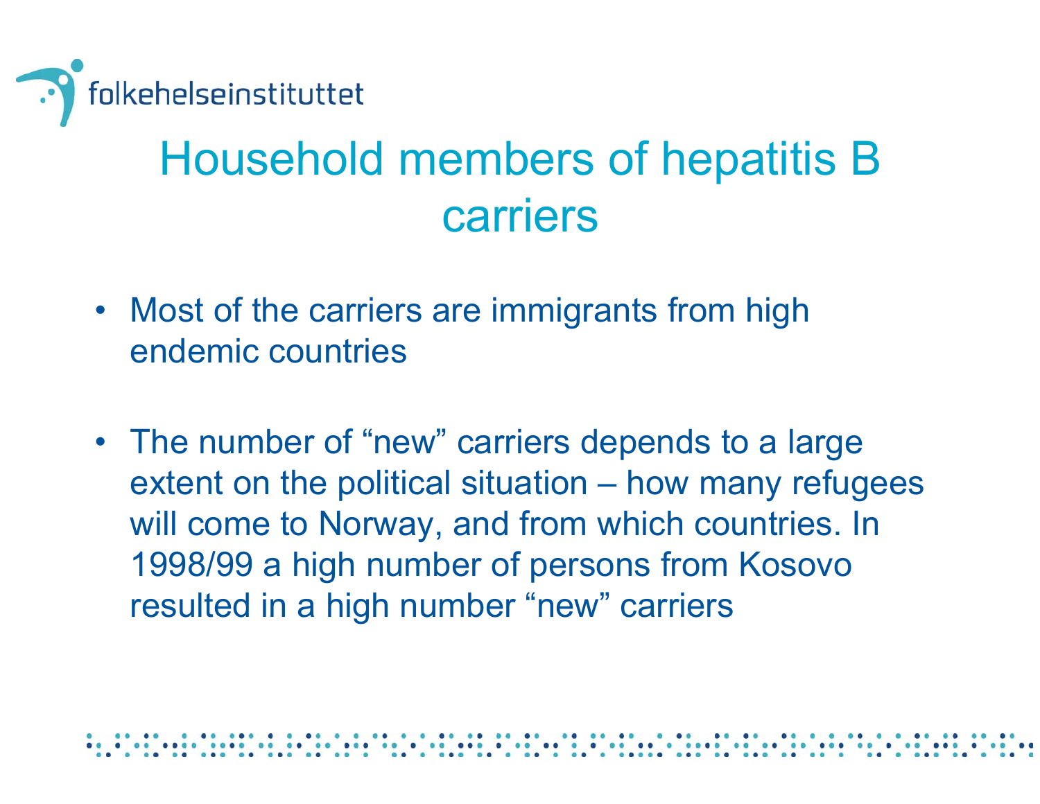# Household members of hepatitis B carriers

- Most of the carriers are immigrants from high endemic countries

- The number of “new” carriers depends to a large extent on the political situation – how many refugees will come to Norway, and from which countries. In 1998/99 a high number of persons from Kosovo resulted in a high number “new” carriers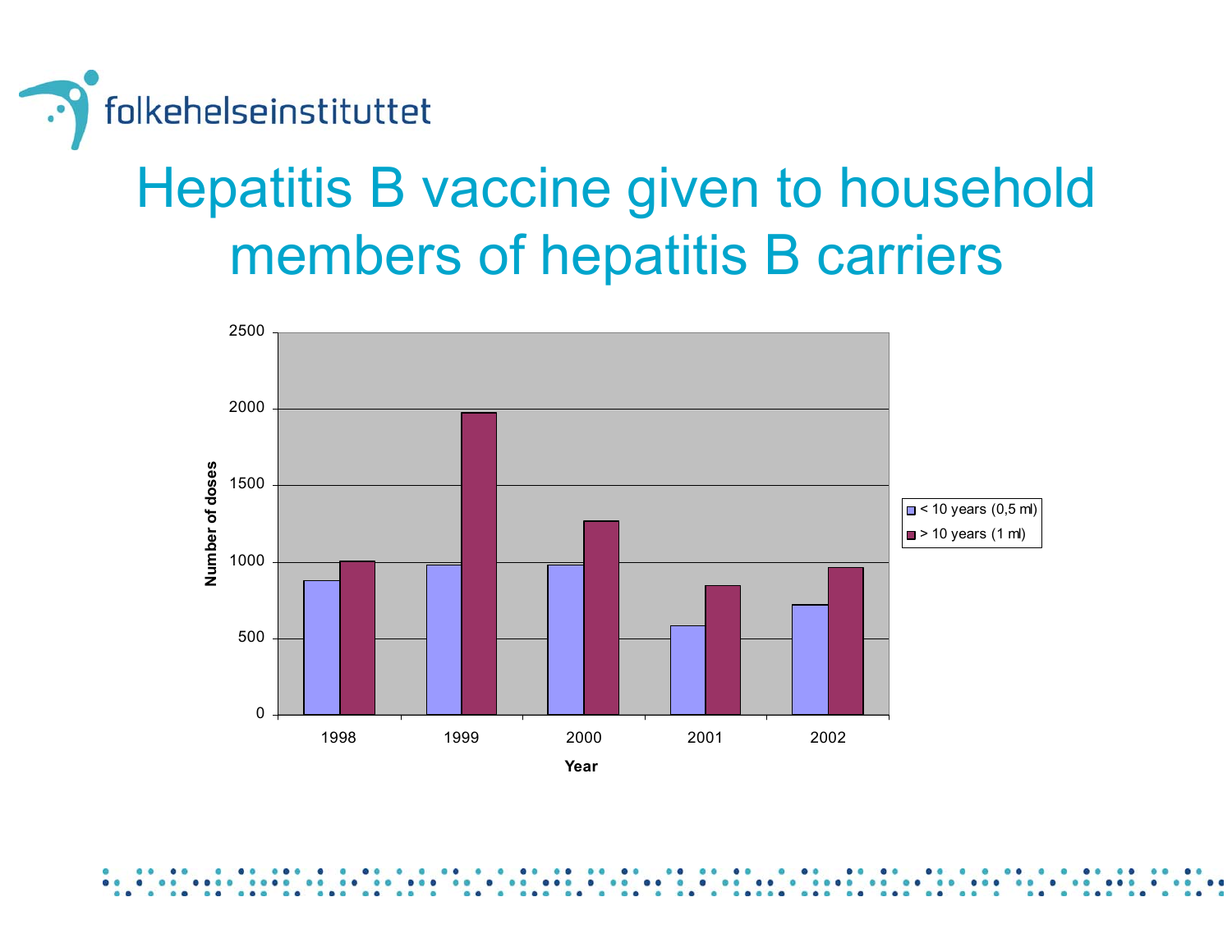# Hepatitis B vaccine given to household members of hepatitis B carriers

Number of doses

2500
2000
1500
1000
500
0

1998 1999 2000 2001 2002

Year

- < 10 years (0,5 ml)
- > 10 years (1 ml)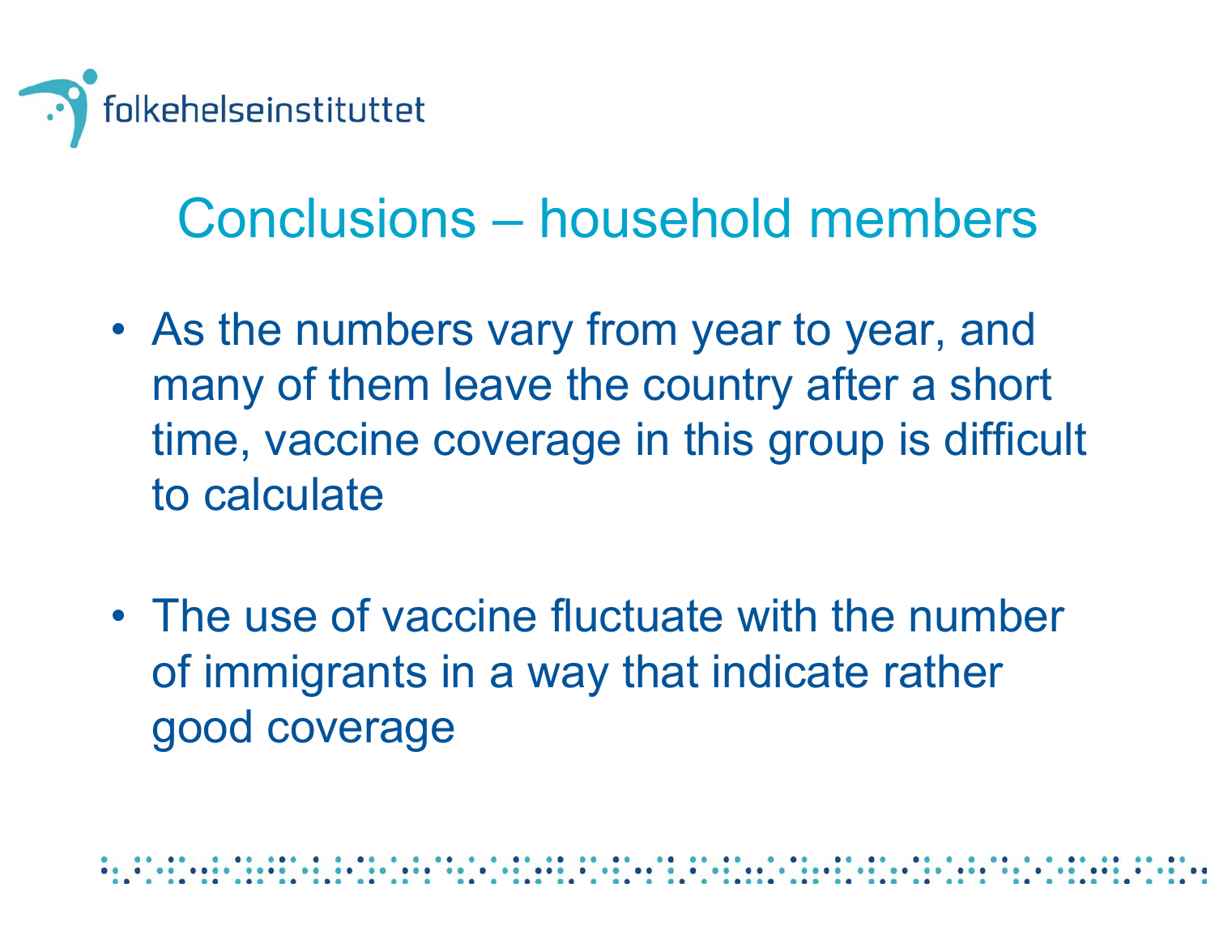# Conclusions – household members

- As the numbers vary from year to year, and many of them leave the country after a short time, vaccine coverage in this group is difficult to calculate

- The use of vaccine fluctuate with the number of immigrants in a way that indicate rather good coverage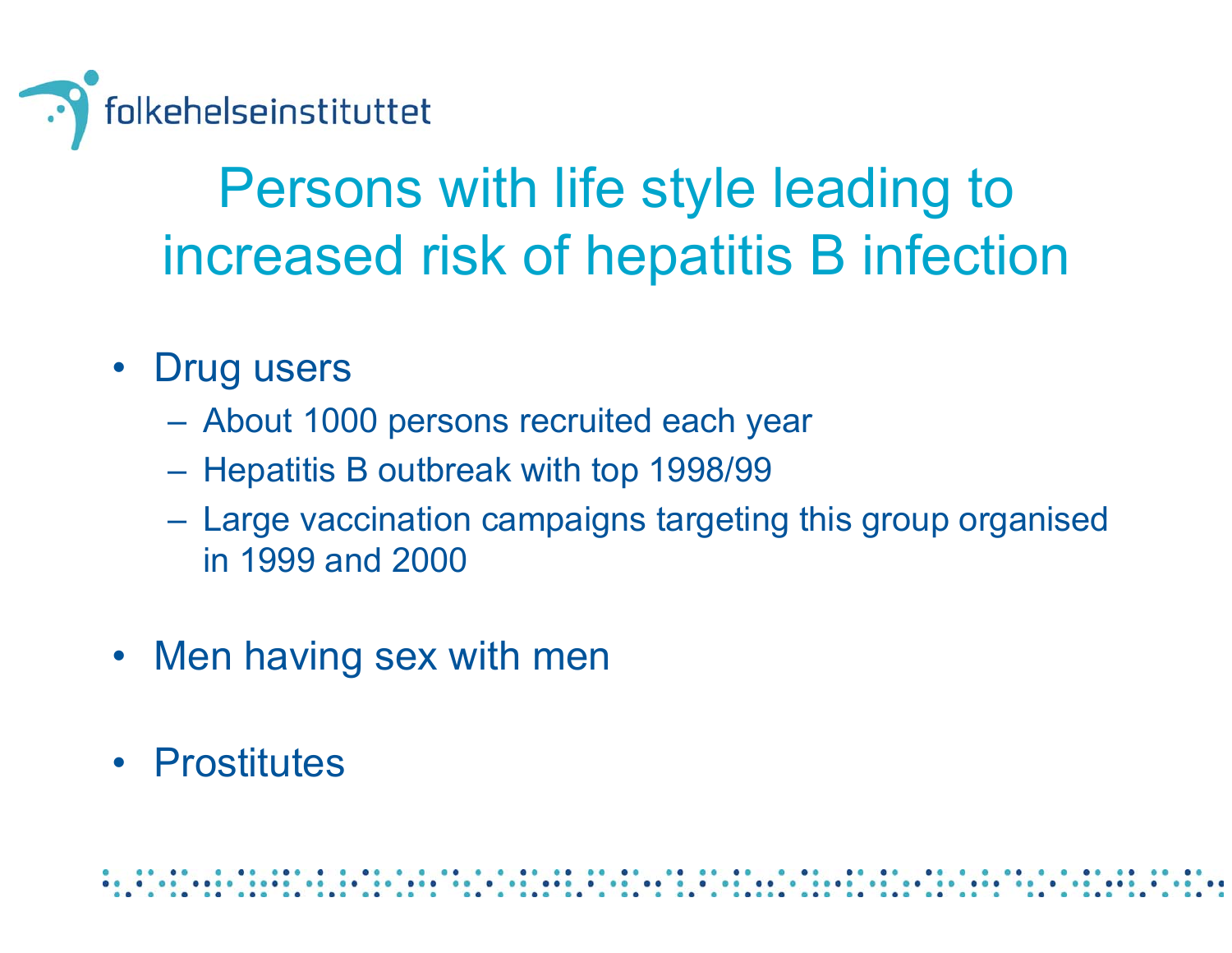# Persons with life style leading to increased risk of hepatitis B infection

- Drug users
  - About 1000 persons recruited each year
  - Hepatitis B outbreak with top 1998/99
  - Large vaccination campaigns targeting this group organised in 1999 and 2000
- Men having sex with men
- Prostitutes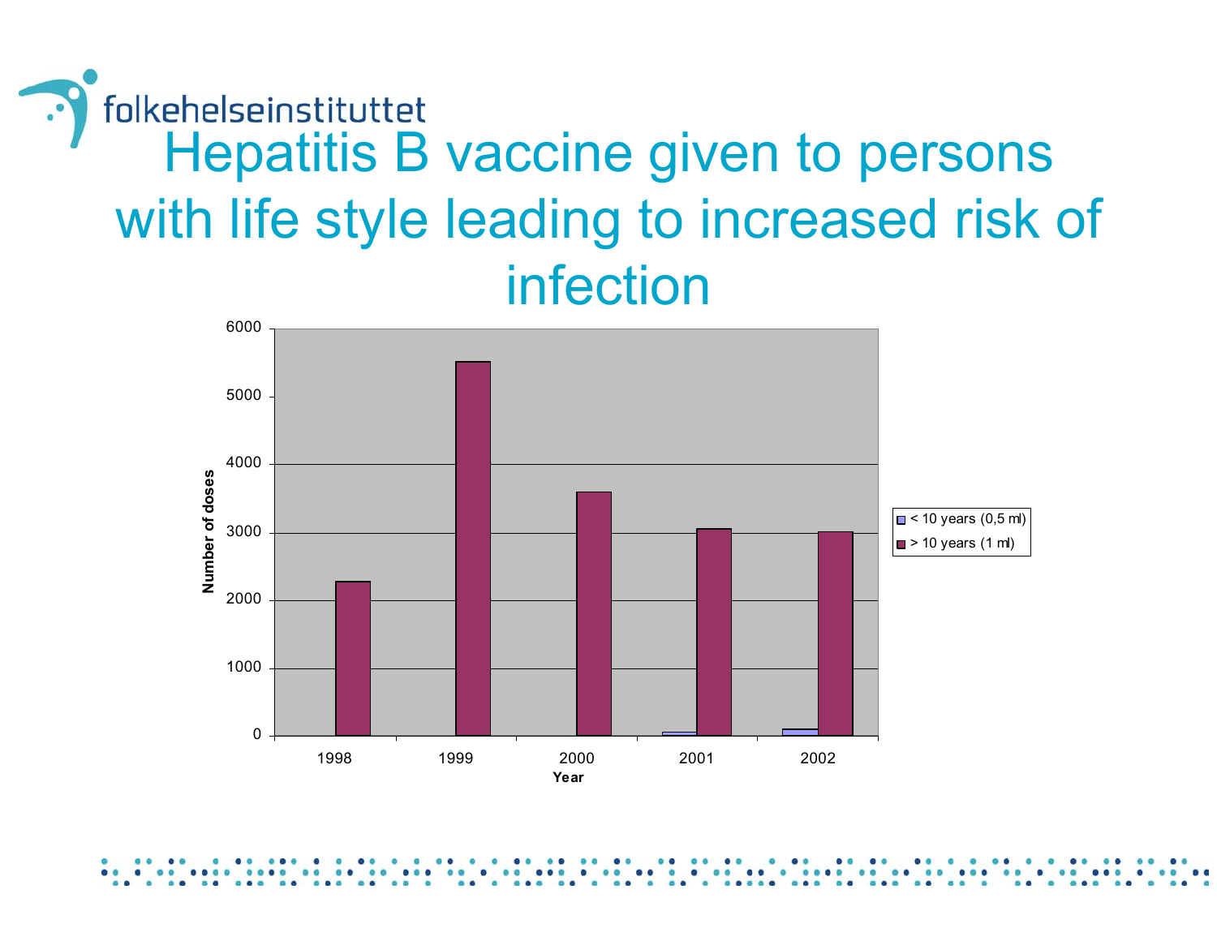# Hepatitis B vaccine given to persons with life style leading to increased risk of infection

Number of doses

6000
5000
4000
3000
2000
1000
0

1998 1999 2000 2001 2002

Year

- < 10 years (0,5 ml)
- > 10 years (1 ml)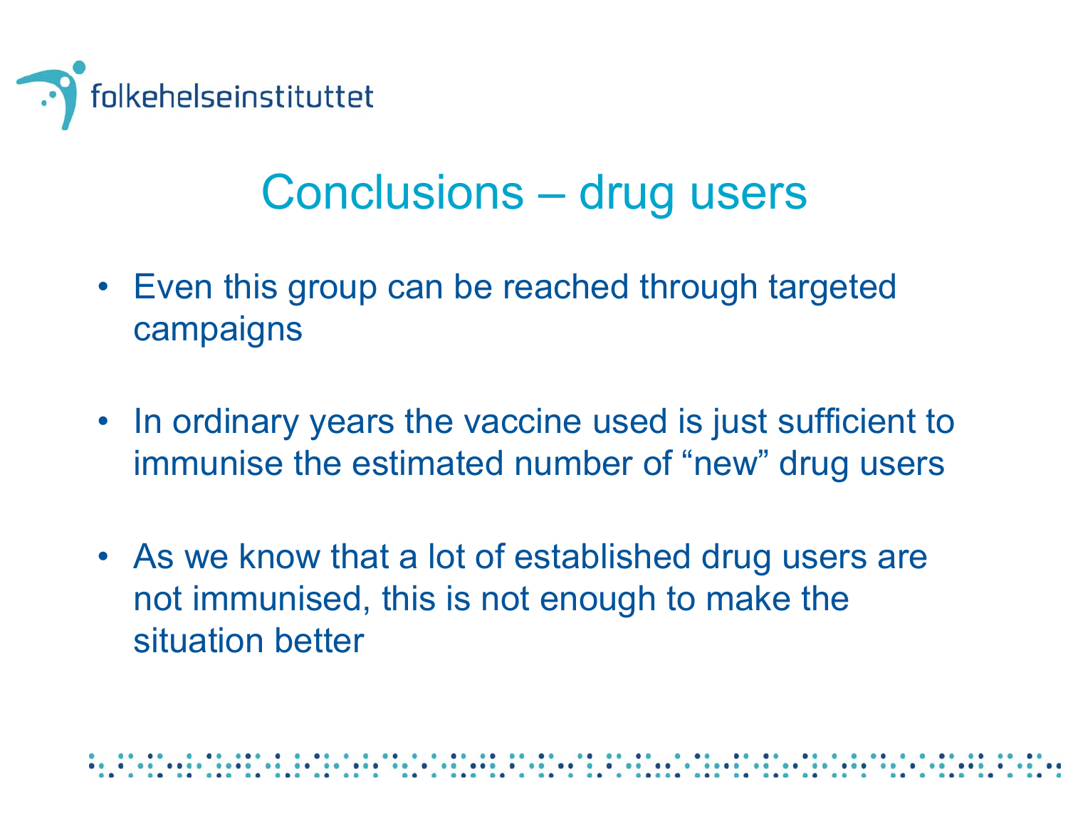# Conclusions – drug users

- Even this group can be reached through targeted campaigns
- In ordinary years the vaccine used is just sufficient to immunise the estimated number of “new” drug users
- As we know that a lot of established drug users are not immunised, this is not enough to make the situation better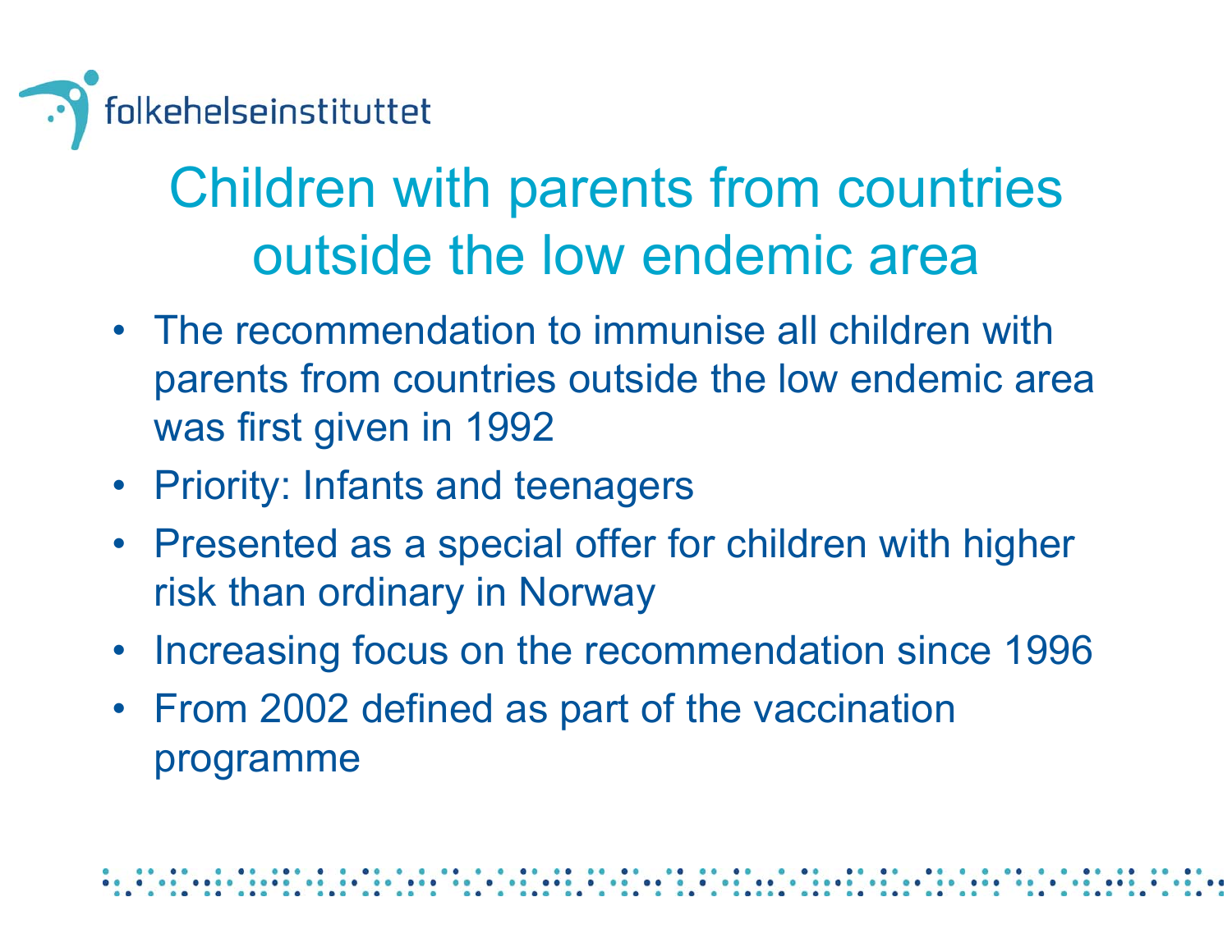# Children with parents from countries outside the low endemic area

- The recommendation to immunise all children with parents from countries outside the low endemic area was first given in 1992
- Priority: Infants and teenagers
- Presented as a special offer for children with higher risk than ordinary in Norway
- Increasing focus on the recommendation since 1996
- From 2002 defined as part of the vaccination programme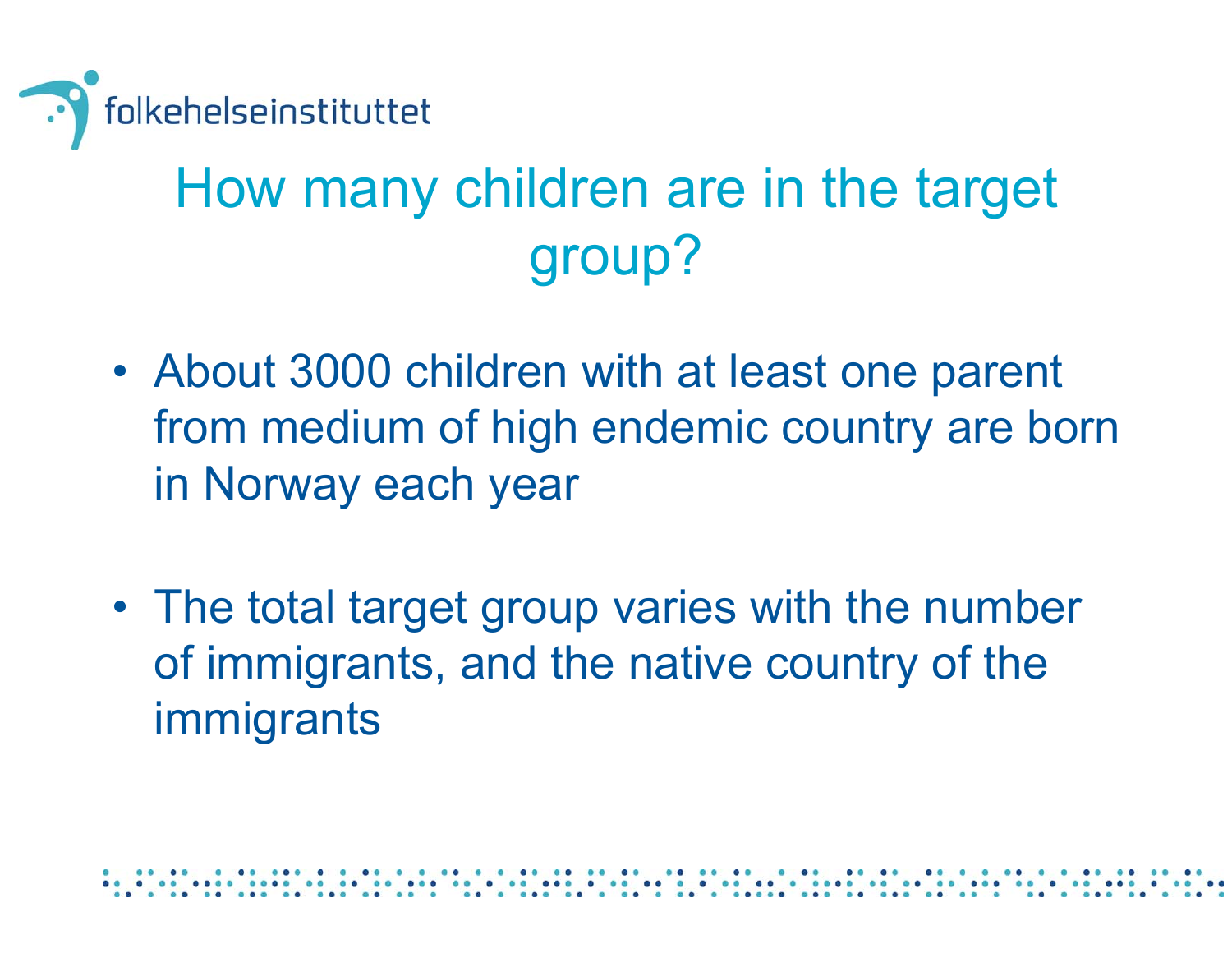# How many children are in the target group?

- About 3000 children with at least one parent from medium of high endemic country are born in Norway each year

- The total target group varies with the number of immigrants, and the native country of the immigrants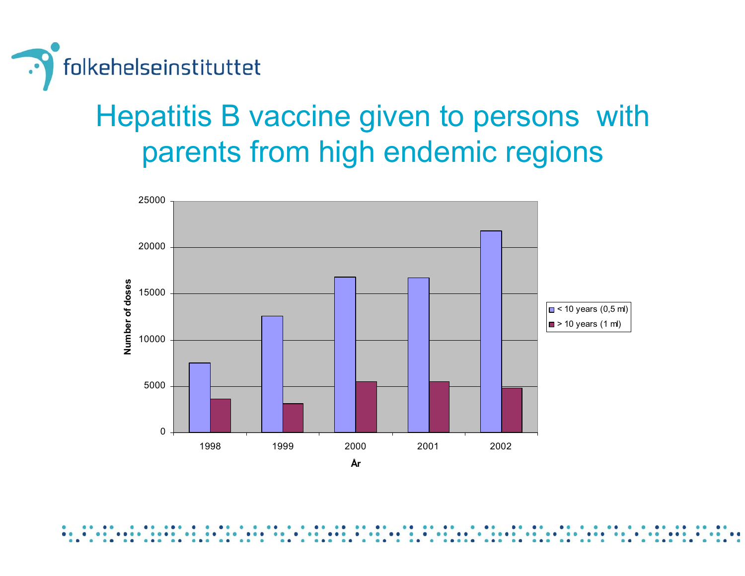# Hepatitis B vaccine given to persons with parents from high endemic regions

Number of doses

| År | < 10 years (0,5 ml) | > 10 years (1 ml) |
|---|---|---|
| 1998 | | |
| 1999 | | |
| 2000 | | |
| 2001 | | |
| 2002 | | |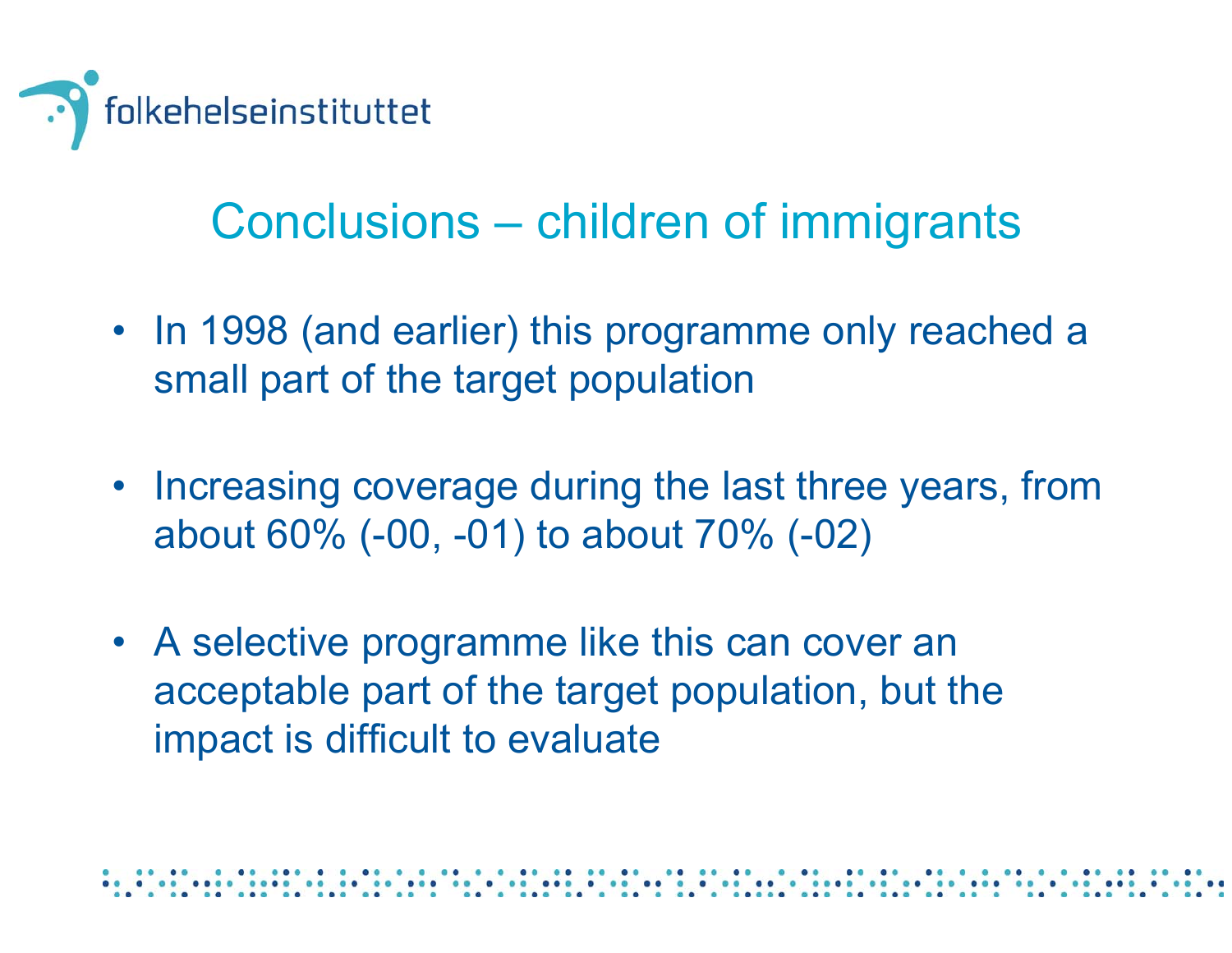# Conclusions – children of immigrants

- In 1998 (and earlier) this programme only reached a small part of the target population
- Increasing coverage during the last three years, from about 60% (-00, -01) to about 70% (-02)
- A selective programme like this can cover an acceptable part of the target population, but the impact is difficult to evaluate